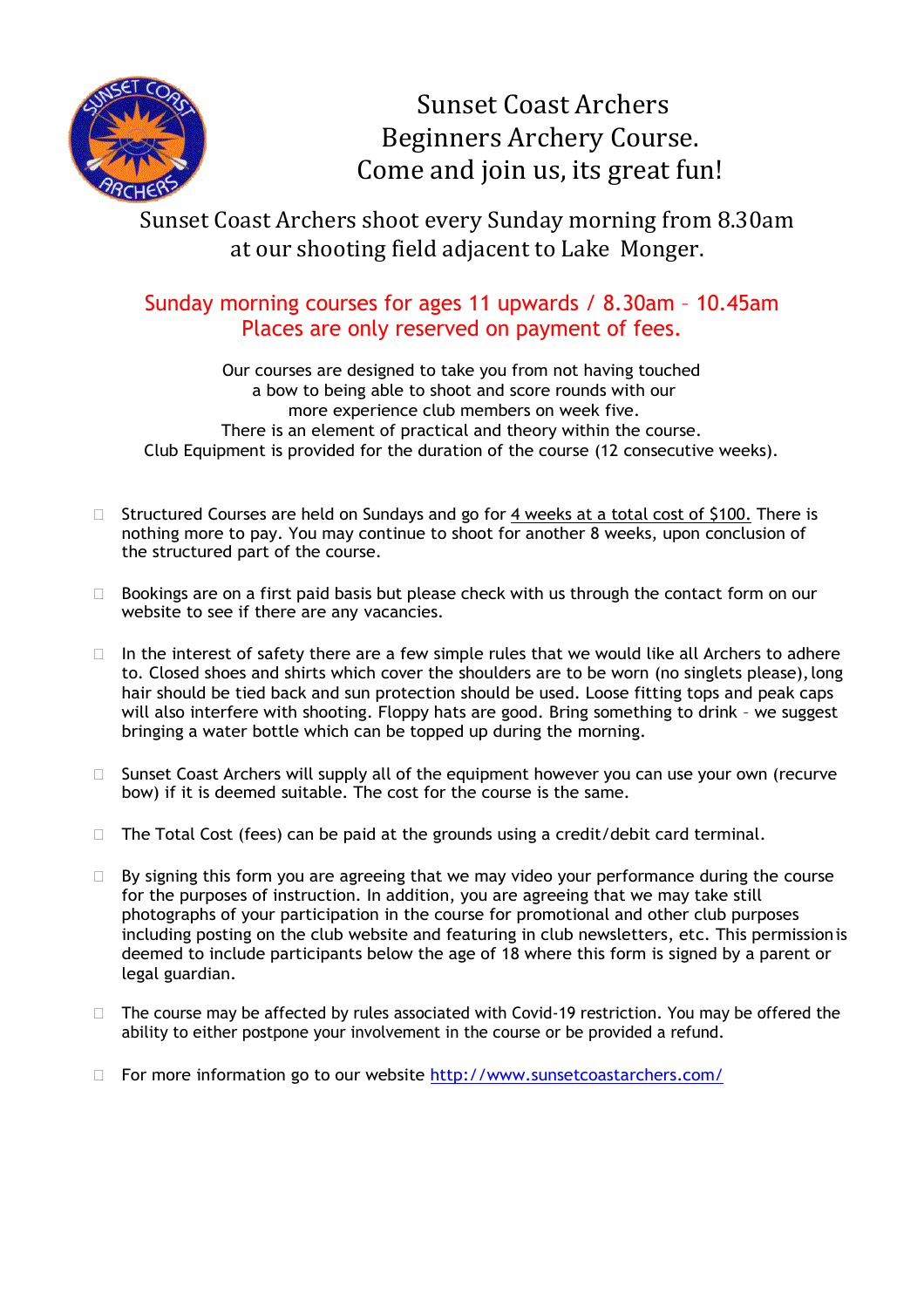# Sunset Coast Archers
# Beginners Archery Course.
# Come and join us, its great fun!

Sunset Coast Archers shoot every Sunday morning from 8.30am at our shooting field adjacent to Lake Monger.

Sunday morning courses for ages 11 upwards / 8.30am – 10.45am
Places are only reserved on payment of fees.

Our courses are designed to take you from not having touched a bow to being able to shoot and score rounds with our more experience club members on week five.
There is an element of practical and theory within the course.
Club Equipment is provided for the duration of the course (12 consecutive weeks).

- Structured Courses are held on Sundays and go for 4 weeks at a total cost of $100. There is nothing more to pay. You may continue to shoot for another 8 weeks, upon conclusion of the structured part of the course.
- Bookings are on a first paid basis but please check with us through the contact form on our website to see if there are any vacancies.
- In the interest of safety there are a few simple rules that we would like all Archers to adhere to. Closed shoes and shirts which cover the shoulders are to be worn (no singlets please), long hair should be tied back and sun protection should be used. Loose fitting tops and peak caps will also interfere with shooting. Floppy hats are good. Bring something to drink – we suggest bringing a water bottle which can be topped up during the morning.
- Sunset Coast Archers will supply all of the equipment however you can use your own (recurve bow) if it is deemed suitable. The cost for the course is the same.
- The Total Cost (fees) can be paid at the grounds using a credit/debit card terminal.
- By signing this form you are agreeing that we may video your performance during the course for the purposes of instruction. In addition, you are agreeing that we may take still photographs of your participation in the course for promotional and other club purposes including posting on the club website and featuring in club newsletters, etc. This permission is deemed to include participants below the age of 18 where this form is signed by a parent or legal guardian.
- The course may be affected by rules associated with Covid-19 restriction. You may be offered the ability to either postpone your involvement in the course or be provided a refund.
- For more information go to our website http://www.sunsetcoastarchers.com/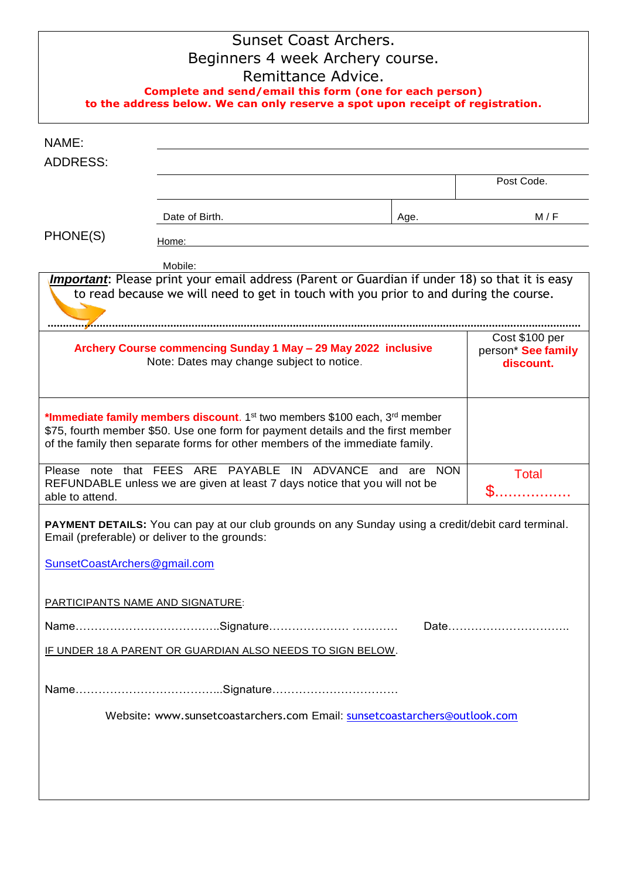# Sunset Coast Archers.

## Beginners 4 week Archery course.

## Remittance Advice.

**Complete and send/email this form (one for each person) to the address below. We can only reserve a spot upon receipt of registration.**

NAME:

ADDRESS:

Post Code.

Date of Birth. Age. M / F

PHONE(S) Home:

Mobile:

***Important***: Please print your email address (Parent or Guardian if under 18) so that it is easy to read because we will need to get in touch with you prior to and during the course.

..........................................................................................................................................................

| | |
|---|---|
| **Archery Course commencing Sunday 1 May – 29 May 2022 inclusive**<br>Note: Dates may change subject to notice. | Cost $100 per person* **See family discount.** |
| ***Immediate family members discount**. 1st two members $100 each, 3rd member $75, fourth member $50. Use one form for payment details and the first member of the family then separate forms for other members of the immediate family. | |
| Please note that FEES ARE PAYABLE IN ADVANCE and are NON REFUNDABLE unless we are given at least 7 days notice that you will not be able to attend. | Total<br>$................ |

**PAYMENT DETAILS:** You can pay at our club grounds on any Sunday using a credit/debit card terminal. Email (preferable) or deliver to the grounds:

SunsetCoastArchers@gmail.com

PARTICIPANTS NAME AND SIGNATURE:

Name.....................................Signature..................... ............ Date...............................

IF UNDER 18 A PARENT OR GUARDIAN ALSO NEEDS TO SIGN BELOW.

Name......................................Signature................................

Website: www.sunsetcoastarchers.com Email: sunsetcoastarchers@outlook.com